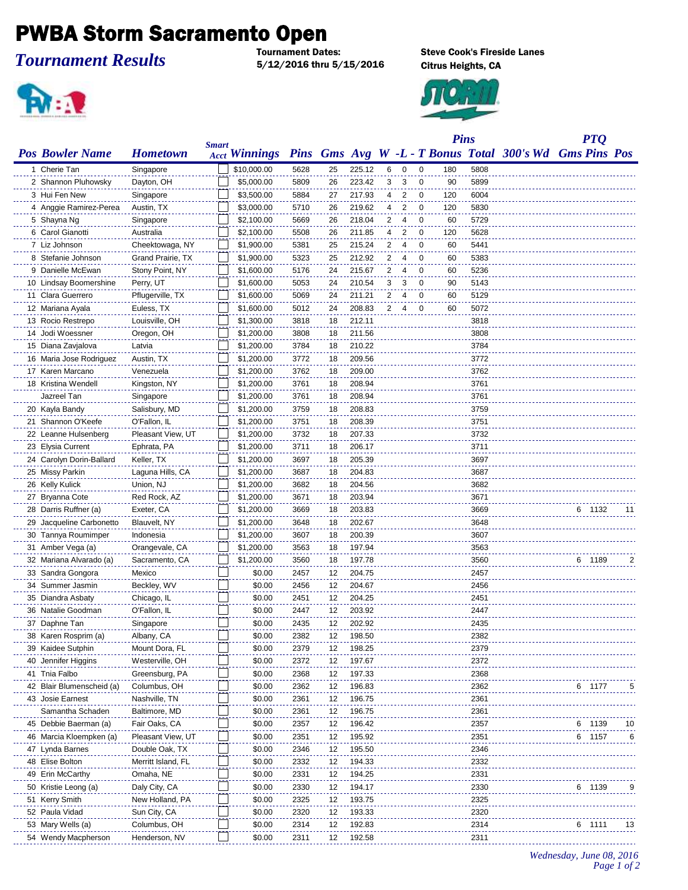# PWBA Storm Sacramento Open

*Tournament Results*

**Tournament Dates:**
**5/12/2016 thru 5/15/2016**

**Steve Cook's Fireside Lanes**
**Citrus Heights, CA**

| Pos | Bowler Name | Hometown | Smart Acct | Winnings | Pins | Gms | Avg | W | L | T | Pins Bonus | Total | 300's Wd | PTQ Gms | PTQ Pins | PTQ Pos |
|---|---|---|---|---|---|---|---|---|---|---|---|---|---|---|---|---|
| 1 | Cherie Tan | Singapore | | $10,000.00 | 5628 | 25 | 225.12 | 6 | 0 | 0 | 180 | 5808 | | | | |
| 2 | Shannon Pluhowsky | Dayton, OH | | $5,000.00 | 5809 | 26 | 223.42 | 3 | 3 | 0 | 90 | 5899 | | | | |
| 3 | Hui Fen New | Singapore | | $3,500.00 | 5884 | 27 | 217.93 | 4 | 2 | 0 | 120 | 6004 | | | | |
| 4 | Anggie Ramirez-Perea | Austin, TX | | $3,000.00 | 5710 | 26 | 219.62 | 4 | 2 | 0 | 120 | 5830 | | | | |
| 5 | Shayna Ng | Singapore | | $2,100.00 | 5669 | 26 | 218.04 | 2 | 4 | 0 | 60 | 5729 | | | | |
| 6 | Carol Gianotti | Australia | | $2,100.00 | 5508 | 26 | 211.85 | 4 | 2 | 0 | 120 | 5628 | | | | |
| 7 | Liz Johnson | Cheektowaga, NY | | $1,900.00 | 5381 | 25 | 215.24 | 2 | 4 | 0 | 60 | 5441 | | | | |
| 8 | Stefanie Johnson | Grand Prairie, TX | | $1,900.00 | 5323 | 25 | 212.92 | 2 | 4 | 0 | 60 | 5383 | | | | |
| 9 | Danielle McEwan | Stony Point, NY | | $1,600.00 | 5176 | 24 | 215.67 | 2 | 4 | 0 | 60 | 5236 | | | | |
| 10 | Lindsay Boomershine | Perry, UT | | $1,600.00 | 5053 | 24 | 210.54 | 3 | 3 | 0 | 90 | 5143 | | | | |
| 11 | Clara Guerrero | Pflugerville, TX | | $1,600.00 | 5069 | 24 | 211.21 | 2 | 4 | 0 | 60 | 5129 | | | | |
| 12 | Mariana Ayala | Euless, TX | | $1,600.00 | 5012 | 24 | 208.83 | 2 | 4 | 0 | 60 | 5072 | | | | |
| 13 | Rocio Restrepo | Louisville, OH | | $1,300.00 | 3818 | 18 | 212.11 | | | | | 3818 | | | | |
| 14 | Jodi Woessner | Oregon, OH | | $1,200.00 | 3808 | 18 | 211.56 | | | | | 3808 | | | | |
| 15 | Diana Zavjalova | Latvia | | $1,200.00 | 3784 | 18 | 210.22 | | | | | 3784 | | | | |
| 16 | Maria Jose Rodriguez | Austin, TX | | $1,200.00 | 3772 | 18 | 209.56 | | | | | 3772 | | | | |
| 17 | Karen Marcano | Venezuela | | $1,200.00 | 3762 | 18 | 209.00 | | | | | 3762 | | | | |
| 18 | Kristina Wendell | Kingston, NY | | $1,200.00 | 3761 | 18 | 208.94 | | | | | 3761 | | | | |
| | Jazreel Tan | Singapore | | $1,200.00 | 3761 | 18 | 208.94 | | | | | 3761 | | | | |
| 20 | Kayla Bandy | Salisbury, MD | | $1,200.00 | 3759 | 18 | 208.83 | | | | | 3759 | | | | |
| 21 | Shannon O'Keefe | O'Fallon, IL | | $1,200.00 | 3751 | 18 | 208.39 | | | | | 3751 | | | | |
| 22 | Leanne Hulsenberg | Pleasant View, UT | | $1,200.00 | 3732 | 18 | 207.33 | | | | | 3732 | | | | |
| 23 | Elysia Current | Ephrata, PA | | $1,200.00 | 3711 | 18 | 206.17 | | | | | 3711 | | | | |
| 24 | Carolyn Dorin-Ballard | Keller, TX | | $1,200.00 | 3697 | 18 | 205.39 | | | | | 3697 | | | | |
| 25 | Missy Parkin | Laguna Hills, CA | | $1,200.00 | 3687 | 18 | 204.83 | | | | | 3687 | | | | |
| 26 | Kelly Kulick | Union, NJ | | $1,200.00 | 3682 | 18 | 204.56 | | | | | 3682 | | | | |
| 27 | Bryanna Cote | Red Rock, AZ | | $1,200.00 | 3671 | 18 | 203.94 | | | | | 3671 | | | | |
| 28 | Darris Ruffner (a) | Exeter, CA | | $1,200.00 | 3669 | 18 | 203.83 | | | | | 3669 | | 6 | 1132 | 11 |
| 29 | Jacqueline Carbonetto | Blauvelt, NY | | $1,200.00 | 3648 | 18 | 202.67 | | | | | 3648 | | | | |
| 30 | Tannya Roumimper | Indonesia | | $1,200.00 | 3607 | 18 | 200.39 | | | | | 3607 | | | | |
| 31 | Amber Vega (a) | Orangevale, CA | | $1,200.00 | 3563 | 18 | 197.94 | | | | | 3563 | | | | |
| 32 | Mariana Alvarado (a) | Sacramento, CA | | $1,200.00 | 3560 | 18 | 197.78 | | | | | 3560 | | 6 | 1189 | 2 |
| 33 | Sandra Gongora | Mexico | | $0.00 | 2457 | 12 | 204.75 | | | | | 2457 | | | | |
| 34 | Summer Jasmin | Beckley, WV | | $0.00 | 2456 | 12 | 204.67 | | | | | 2456 | | | | |
| 35 | Diandra Asbaty | Chicago, IL | | $0.00 | 2451 | 12 | 204.25 | | | | | 2451 | | | | |
| 36 | Natalie Goodman | O'Fallon, IL | | $0.00 | 2447 | 12 | 203.92 | | | | | 2447 | | | | |
| 37 | Daphne Tan | Singapore | | $0.00 | 2435 | 12 | 202.92 | | | | | 2435 | | | | |
| 38 | Karen Rosprim (a) | Albany, CA | | $0.00 | 2382 | 12 | 198.50 | | | | | 2382 | | | | |
| 39 | Kaidee Sutphin | Mount Dora, FL | | $0.00 | 2379 | 12 | 198.25 | | | | | 2379 | | | | |
| 40 | Jennifer Higgins | Westerville, OH | | $0.00 | 2372 | 12 | 197.67 | | | | | 2372 | | | | |
| 41 | Tnia Falbo | Greensburg, PA | | $0.00 | 2368 | 12 | 197.33 | | | | | 2368 | | | | |
| 42 | Blair Blumenscheid (a) | Columbus, OH | | $0.00 | 2362 | 12 | 196.83 | | | | | 2362 | | 6 | 1177 | 5 |
| 43 | Josie Earnest | Nashville, TN | | $0.00 | 2361 | 12 | 196.75 | | | | | 2361 | | | | |
| | Samantha Schaden | Baltimore, MD | | $0.00 | 2361 | 12 | 196.75 | | | | | 2361 | | | | |
| 45 | Debbie Baerman (a) | Fair Oaks, CA | | $0.00 | 2357 | 12 | 196.42 | | | | | 2357 | | 6 | 1139 | 10 |
| 46 | Marcia Kloempken (a) | Pleasant View, UT | | $0.00 | 2351 | 12 | 195.92 | | | | | 2351 | | 6 | 1157 | 6 |
| 47 | Lynda Barnes | Double Oak, TX | | $0.00 | 2346 | 12 | 195.50 | | | | | 2346 | | | | |
| 48 | Elise Bolton | Merritt Island, FL | | $0.00 | 2332 | 12 | 194.33 | | | | | 2332 | | | | |
| 49 | Erin McCarthy | Omaha, NE | | $0.00 | 2331 | 12 | 194.25 | | | | | 2331 | | | | |
| 50 | Kristie Leong (a) | Daly City, CA | | $0.00 | 2330 | 12 | 194.17 | | | | | 2330 | | 6 | 1139 | 9 |
| 51 | Kerry Smith | New Holland, PA | | $0.00 | 2325 | 12 | 193.75 | | | | | 2325 | | | | |
| 52 | Paula Vidad | Sun City, CA | | $0.00 | 2320 | 12 | 193.33 | | | | | 2320 | | | | |
| 53 | Mary Wells (a) | Columbus, OH | | $0.00 | 2314 | 12 | 192.83 | | | | | 2314 | | 6 | 1111 | 13 |
| 54 | Wendy Macpherson | Henderson, NV | | $0.00 | 2311 | 12 | 192.58 | | | | | 2311 | | | | |

*Wednesday, June 08, 2016*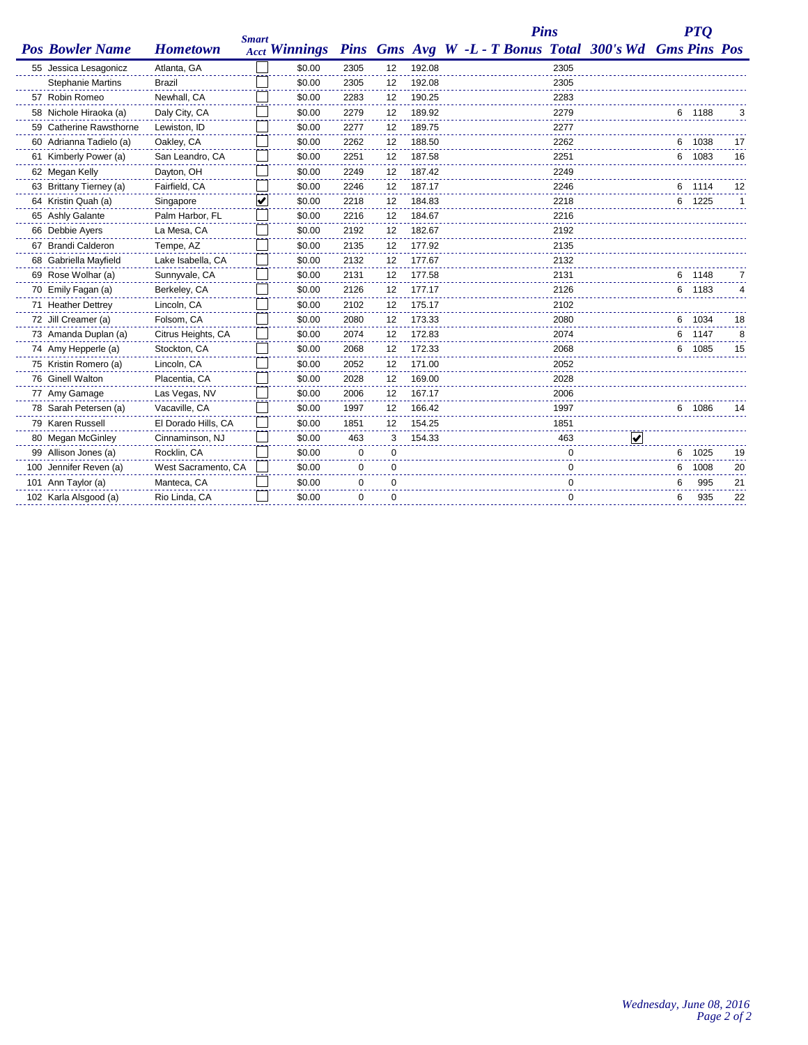| Pos | Bowler Name | Hometown | Smart Acct | Winnings | Pins | Gms | Avg | W -L - T | Bonus | Pins Total | 300's Wd | PTQ Gms | PTQ Pins | PTQ Pos |
|---|---|---|---|---|---|---|---|---|---|---|---|---|---|---|
| 55 | Jessica Lesagonicz | Atlanta, GA | ☐ | $0.00 | 2305 | 12 | 192.08 | | | 2305 | | | | |
| | Stephanie Martins | Brazil | ☐ | $0.00 | 2305 | 12 | 192.08 | | | 2305 | | | | |
| 57 | Robin Romeo | Newhall, CA | ☐ | $0.00 | 2283 | 12 | 190.25 | | | 2283 | | | | |
| 58 | Nichole Hiraoka (a) | Daly City, CA | ☐ | $0.00 | 2279 | 12 | 189.92 | | | 2279 | | 6 | 1188 | 3 |
| 59 | Catherine Rawsthorne | Lewiston, ID | ☐ | $0.00 | 2277 | 12 | 189.75 | | | 2277 | | | | |
| 60 | Adrianna Tadielo (a) | Oakley, CA | ☐ | $0.00 | 2262 | 12 | 188.50 | | | 2262 | | 6 | 1038 | 17 |
| 61 | Kimberly Power (a) | San Leandro, CA | ☐ | $0.00 | 2251 | 12 | 187.58 | | | 2251 | | 6 | 1083 | 16 |
| 62 | Megan Kelly | Dayton, OH | ☐ | $0.00 | 2249 | 12 | 187.42 | | | 2249 | | | | |
| 63 | Brittany Tierney (a) | Fairfield, CA | ☐ | $0.00 | 2246 | 12 | 187.17 | | | 2246 | | 6 | 1114 | 12 |
| 64 | Kristin Quah (a) | Singapore | ☑ | $0.00 | 2218 | 12 | 184.83 | | | 2218 | | 6 | 1225 | 1 |
| 65 | Ashly Galante | Palm Harbor, FL | ☐ | $0.00 | 2216 | 12 | 184.67 | | | 2216 | | | | |
| 66 | Debbie Ayers | La Mesa, CA | ☐ | $0.00 | 2192 | 12 | 182.67 | | | 2192 | | | | |
| 67 | Brandi Calderon | Tempe, AZ | ☐ | $0.00 | 2135 | 12 | 177.92 | | | 2135 | | | | |
| 68 | Gabriella Mayfield | Lake Isabella, CA | ☐ | $0.00 | 2132 | 12 | 177.67 | | | 2132 | | | | |
| 69 | Rose Wolhar (a) | Sunnyvale, CA | ☐ | $0.00 | 2131 | 12 | 177.58 | | | 2131 | | 6 | 1148 | 7 |
| 70 | Emily Fagan (a) | Berkeley, CA | ☐ | $0.00 | 2126 | 12 | 177.17 | | | 2126 | | 6 | 1183 | 4 |
| 71 | Heather Dettrey | Lincoln, CA | ☐ | $0.00 | 2102 | 12 | 175.17 | | | 2102 | | | | |
| 72 | Jill Creamer (a) | Folsom, CA | ☐ | $0.00 | 2080 | 12 | 173.33 | | | 2080 | | 6 | 1034 | 18 |
| 73 | Amanda Duplan (a) | Citrus Heights, CA | ☐ | $0.00 | 2074 | 12 | 172.83 | | | 2074 | | 6 | 1147 | 8 |
| 74 | Amy Hepperle (a) | Stockton, CA | ☐ | $0.00 | 2068 | 12 | 172.33 | | | 2068 | | 6 | 1085 | 15 |
| 75 | Kristin Romero (a) | Lincoln, CA | ☐ | $0.00 | 2052 | 12 | 171.00 | | | 2052 | | | | |
| 76 | Ginell Walton | Placentia, CA | ☐ | $0.00 | 2028 | 12 | 169.00 | | | 2028 | | | | |
| 77 | Amy Gamage | Las Vegas, NV | ☐ | $0.00 | 2006 | 12 | 167.17 | | | 2006 | | | | |
| 78 | Sarah Petersen (a) | Vacaville, CA | ☐ | $0.00 | 1997 | 12 | 166.42 | | | 1997 | | 6 | 1086 | 14 |
| 79 | Karen Russell | El Dorado Hills, CA | ☐ | $0.00 | 1851 | 12 | 154.25 | | | 1851 | | | | |
| 80 | Megan McGinley | Cinnaminson, NJ | ☐ | $0.00 | 463 | 3 | 154.33 | | | 463 | ☑ | | | |
| 99 | Allison Jones (a) | Rocklin, CA | ☐ | $0.00 | 0 | 0 | | | | 0 | | 6 | 1025 | 19 |
| 100 | Jennifer Reven (a) | West Sacramento, CA | ☐ | $0.00 | 0 | 0 | | | | 0 | | 6 | 1008 | 20 |
| 101 | Ann Taylor (a) | Manteca, CA | ☐ | $0.00 | 0 | 0 | | | | 0 | | 6 | 995 | 21 |
| 102 | Karla Alsgood (a) | Rio Linda, CA | ☐ | $0.00 | 0 | 0 | | | | 0 | | 6 | 935 | 22 |

*Wednesday, June 08, 2016*